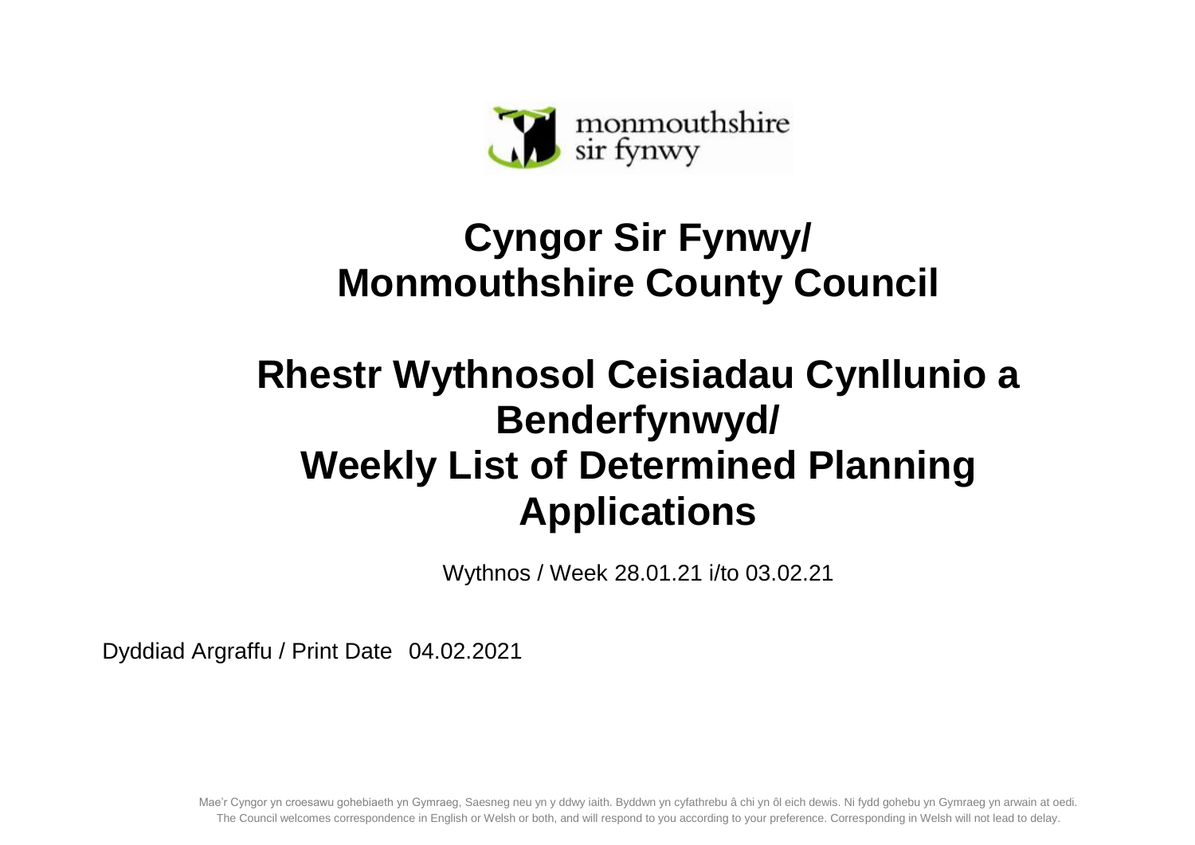monmouthshire
sir fynwy

# Cyngor Sir Fynwy/ Monmouthshire County Council

# Rhestr Wythnosol Ceisiadau Cynllunio a Benderfynwyd/ Weekly List of Determined Planning Applications

Wythnos / Week 28.01.21 i/to 03.02.21

Dyddiad Argraffu / Print Date 04.02.2021

Mae'r Cyngor yn croesawu gohebiaeth yn Gymraeg, Saesneg neu yn y ddwy iaith. Byddwn yn cyfathrebu â chi yn ôl eich dewis. Ni fydd gohebu yn Gymraeg yn arwain at oedi.
The Council welcomes correspondence in English or Welsh or both, and will respond to you according to your preference. Corresponding in Welsh will not lead to delay.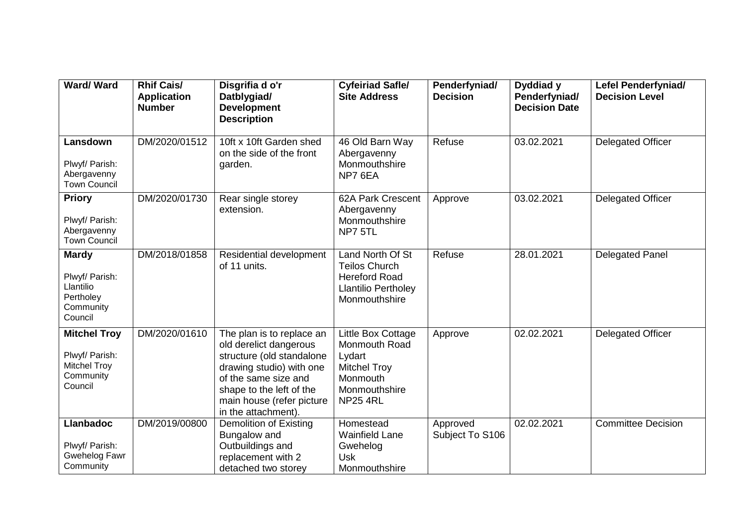| Ward/ Ward | Rhif Cais/ Application Number | Disgrifia d o'r Datblygiad/ Development Description | Cyfeiriad Safle/ Site Address | Penderfyniad/ Decision | Dyddiad y Penderfyniad/ Decision Date | Lefel Penderfyniad/ Decision Level |
|---|---|---|---|---|---|---|
| **Lansdown** Plwyf/ Parish: Abergavenny Town Council | DM/2020/01512 | 10ft x 10ft Garden shed on the side of the front garden. | 46 Old Barn Way Abergavenny Monmouthshire NP7 6EA | Refuse | 03.02.2021 | Delegated Officer |
| **Priory** Plwyf/ Parish: Abergavenny Town Council | DM/2020/01730 | Rear single storey extension. | 62A Park Crescent Abergavenny Monmouthshire NP7 5TL | Approve | 03.02.2021 | Delegated Officer |
| **Mardy** Plwyf/ Parish: Llantilio Pertholey Community Council | DM/2018/01858 | Residential development of 11 units. | Land North Of St Teilos Church Hereford Road Llantilio Pertholey Monmouthshire | Refuse | 28.01.2021 | Delegated Panel |
| **Mitchel Troy** Plwyf/ Parish: Mitchel Troy Community Council | DM/2020/01610 | The plan is to replace an old derelict dangerous structure (old standalone drawing studio) with one of the same size and shape to the left of the main house (refer picture in the attachment). | Little Box Cottage Monmouth Road Lydart Mitchel Troy Monmouth Monmouthshire NP25 4RL | Approve | 02.02.2021 | Delegated Officer |
| **Llanbadoc** Plwyf/ Parish: Gwehelog Fawr Community | DM/2019/00800 | Demolition of Existing Bungalow and Outbuildings and replacement with 2 detached two storey | Homestead Wainfield Lane Gwehelog Usk Monmouthshire | Approved Subject To S106 | 02.02.2021 | Committee Decision |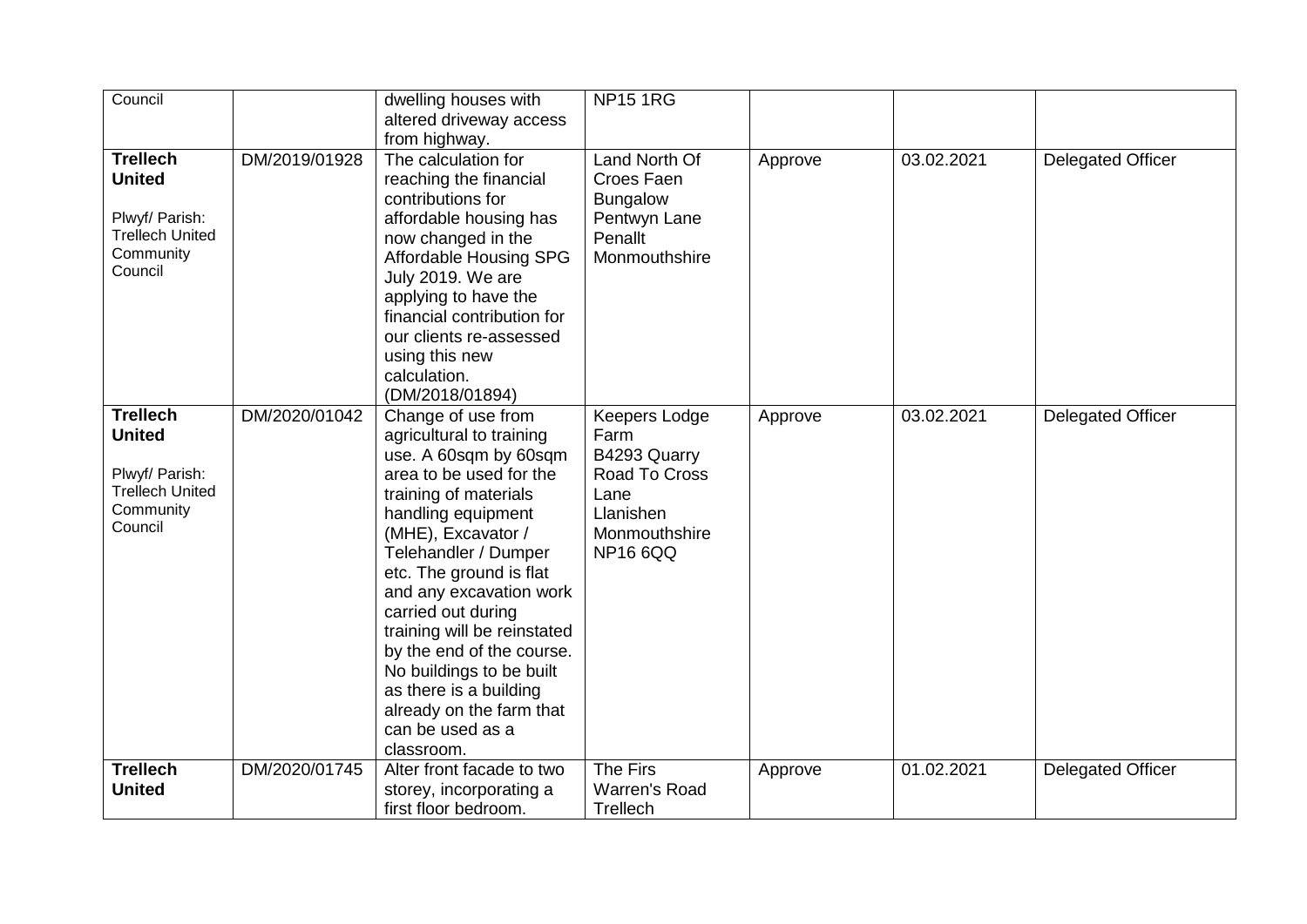| | | | | | | |
|---|---|---|---|---|---|---|
| Council | | dwelling houses with altered driveway access from highway. | NP15 1RG | | | |
| **Trellech United**<br><br>Plwyf/ Parish: Trellech United Community Council | DM/2019/01928 | The calculation for reaching the financial contributions for affordable housing has now changed in the Affordable Housing SPG July 2019. We are applying to have the financial contribution for our clients re-assessed using this new calculation. (DM/2018/01894) | Land North Of Croes Faen Bungalow Pentwyn Lane Penallt Monmouthshire | Approve | 03.02.2021 | Delegated Officer |
| **Trellech United**<br><br>Plwyf/ Parish: Trellech United Community Council | DM/2020/01042 | Change of use from agricultural to training use. A 60sqm by 60sqm area to be used for the training of materials handling equipment (MHE), Excavator / Telehandler / Dumper etc. The ground is flat and any excavation work carried out during training will be reinstated by the end of the course. No buildings to be built as there is a building already on the farm that can be used as a classroom. | Keepers Lodge Farm B4293 Quarry Road To Cross Lane Llanishen Monmouthshire NP16 6QQ | Approve | 03.02.2021 | Delegated Officer |
| **Trellech United** | DM/2020/01745 | Alter front facade to two storey, incorporating a first floor bedroom. | The Firs Warren's Road Trellech | Approve | 01.02.2021 | Delegated Officer |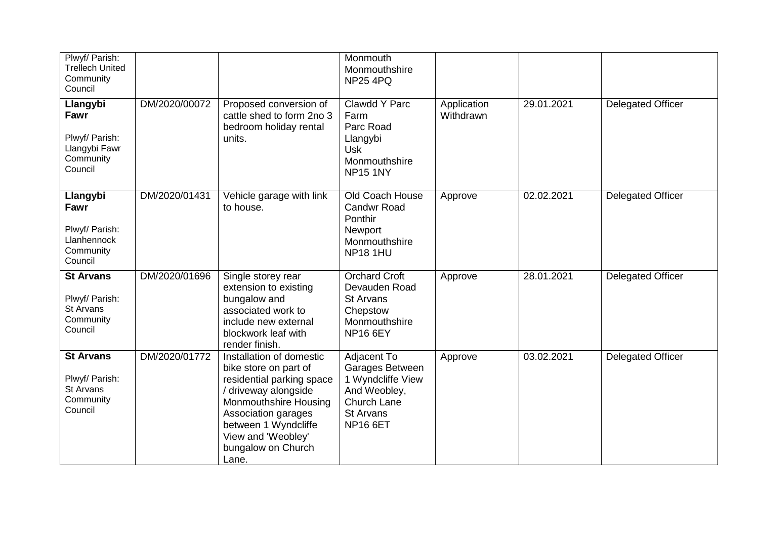| | | | | | | |
|---|---|---|---|---|---|---|
| Plwyf/ Parish: Trellech United Community Council | | | Monmouth Monmouthshire NP25 4PQ | | | |
| **Llangybi Fawr** Plwyf/ Parish: Llangybi Fawr Community Council | DM/2020/00072 | Proposed conversion of cattle shed to form 2no 3 bedroom holiday rental units. | Clawdd Y Parc Farm Parc Road Llangybi Usk Monmouthshire NP15 1NY | Application Withdrawn | 29.01.2021 | Delegated Officer |
| **Llangybi Fawr** Plwyf/ Parish: Llanhennock Community Council | DM/2020/01431 | Vehicle garage with link to house. | Old Coach House Candwr Road Ponthir Newport Monmouthshire NP18 1HU | Approve | 02.02.2021 | Delegated Officer |
| **St Arvans** Plwyf/ Parish: St Arvans Community Council | DM/2020/01696 | Single storey rear extension to existing bungalow and associated work to include new external blockwork leaf with render finish. | Orchard Croft Devauden Road St Arvans Chepstow Monmouthshire NP16 6EY | Approve | 28.01.2021 | Delegated Officer |
| **St Arvans** Plwyf/ Parish: St Arvans Community Council | DM/2020/01772 | Installation of domestic bike store on part of residential parking space / driveway alongside Monmouthshire Housing Association garages between 1 Wyndcliffe View and 'Weobley' bungalow on Church Lane. | Adjacent To Garages Between 1 Wyndcliffe View And Weobley, Church Lane St Arvans NP16 6ET | Approve | 03.02.2021 | Delegated Officer |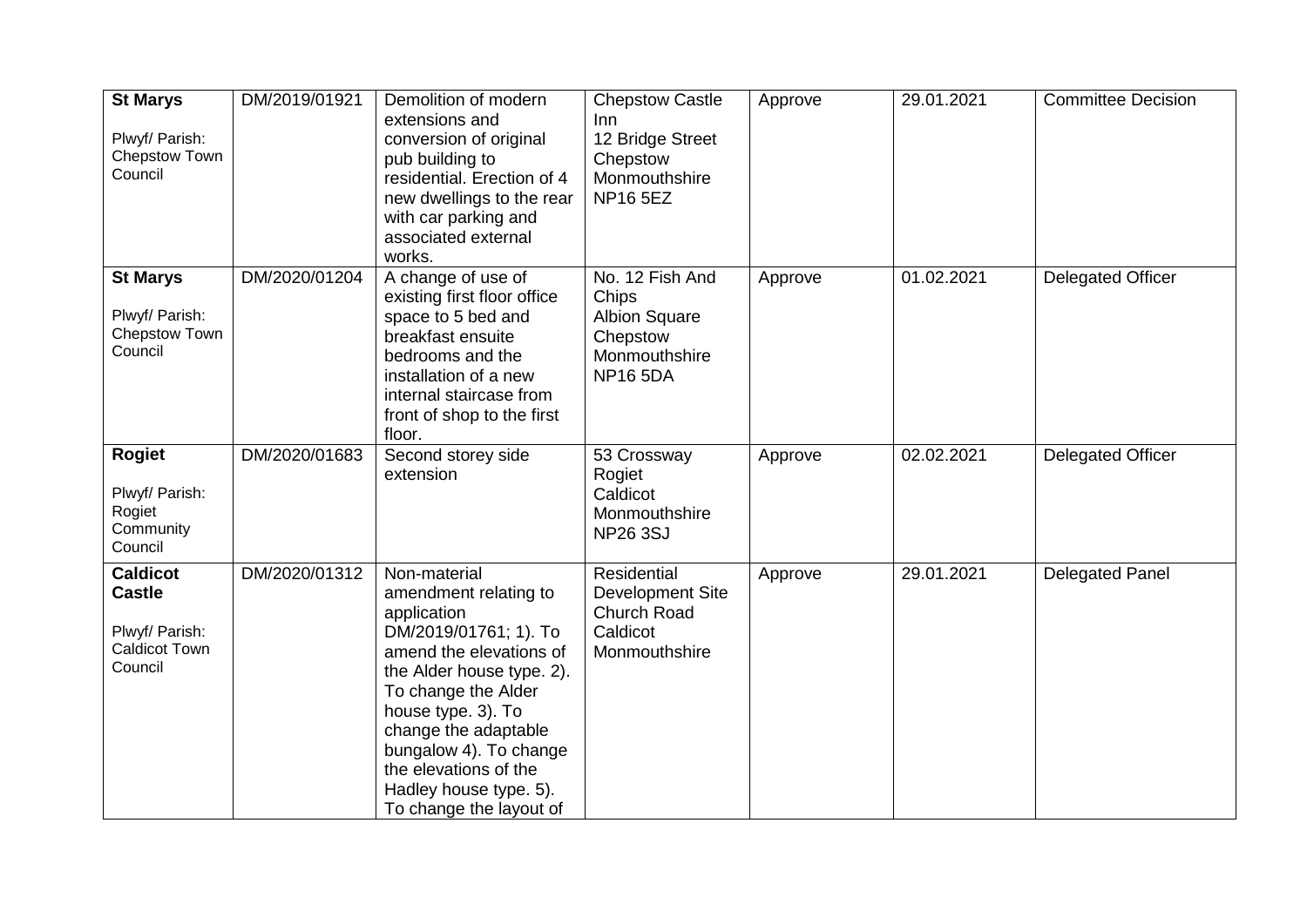| **St Marys**<br><br>Plwyf/ Parish: Chepstow Town Council | DM/2019/01921 | Demolition of modern extensions and conversion of original pub building to residential. Erection of 4 new dwellings to the rear with car parking and associated external works. | Chepstow Castle Inn<br>12 Bridge Street<br>Chepstow<br>Monmouthshire<br>NP16 5EZ | Approve | 29.01.2021 | Committee Decision |
|---|---|---|---|---|---|---|
| **St Marys**<br><br>Plwyf/ Parish: Chepstow Town Council | DM/2020/01204 | A change of use of existing first floor office space to 5 bed and breakfast ensuite bedrooms and the installation of a new internal staircase from front of shop to the first floor. | No. 12 Fish And Chips<br>Albion Square<br>Chepstow<br>Monmouthshire<br>NP16 5DA | Approve | 01.02.2021 | Delegated Officer |
| **Rogiet**<br><br>Plwyf/ Parish: Rogiet Community Council | DM/2020/01683 | Second storey side extension | 53 Crossway<br>Rogiet<br>Caldicot<br>Monmouthshire<br>NP26 3SJ | Approve | 02.02.2021 | Delegated Officer |
| **Caldicot Castle**<br><br>Plwyf/ Parish: Caldicot Town Council | DM/2020/01312 | Non-material amendment relating to application DM/2019/01761; 1). To amend the elevations of the Alder house type. 2). To change the Alder house type. 3). To change the adaptable bungalow 4). To change the elevations of the Hadley house type. 5). To change the layout of | Residential Development Site<br>Church Road<br>Caldicot<br>Monmouthshire | Approve | 29.01.2021 | Delegated Panel |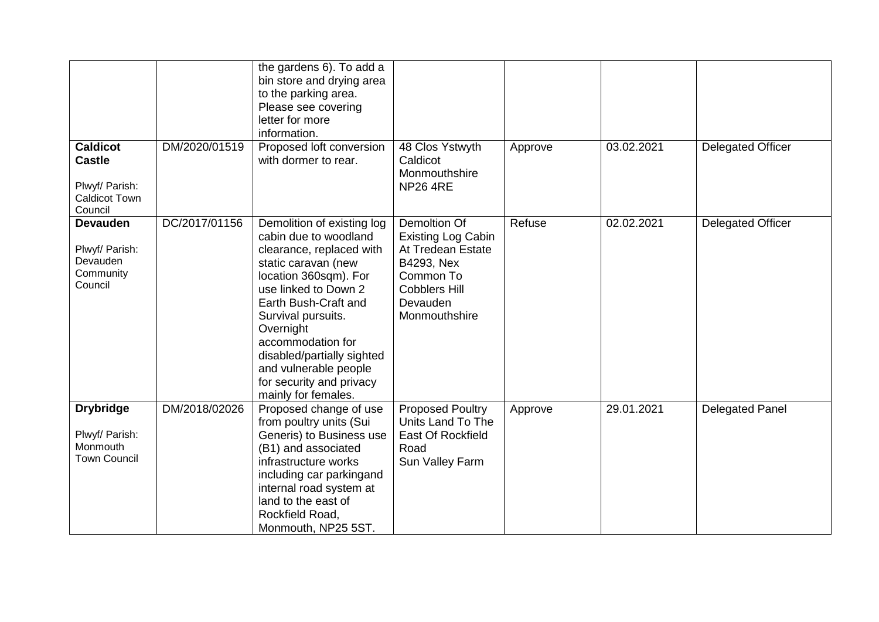| | | | | | | |
|---|---|---|---|---|---|---|
| | | the gardens 6). To add a bin store and drying area to the parking area. Please see covering letter for more information. | | | | |
| **Caldicot Castle**<br><br>Plwyf/ Parish: Caldicot Town Council | DM/2020/01519 | Proposed loft conversion with dormer to rear. | 48 Clos Ystwyth Caldicot Monmouthshire NP26 4RE | Approve | 03.02.2021 | Delegated Officer |
| **Devauden**<br><br>Plwyf/ Parish: Devauden Community Council | DC/2017/01156 | Demolition of existing log cabin due to woodland clearance, replaced with static caravan (new location 360sqm). For use linked to Down 2 Earth Bush-Craft and Survival pursuits. Overnight accommodation for disabled/partially sighted and vulnerable people for security and privacy mainly for females. | Demoltion Of Existing Log Cabin At Tredean Estate B4293, Nex Common To Cobblers Hill Devauden Monmouthshire | Refuse | 02.02.2021 | Delegated Officer |
| **Drybridge**<br><br>Plwyf/ Parish: Monmouth Town Council | DM/2018/02026 | Proposed change of use from poultry units (Sui Generis) to Business use (B1) and associated infrastructure works including car parkingand internal road system at land to the east of Rockfield Road, Monmouth, NP25 5ST. | Proposed Poultry Units Land To The East Of Rockfield Road Sun Valley Farm | Approve | 29.01.2021 | Delegated Panel |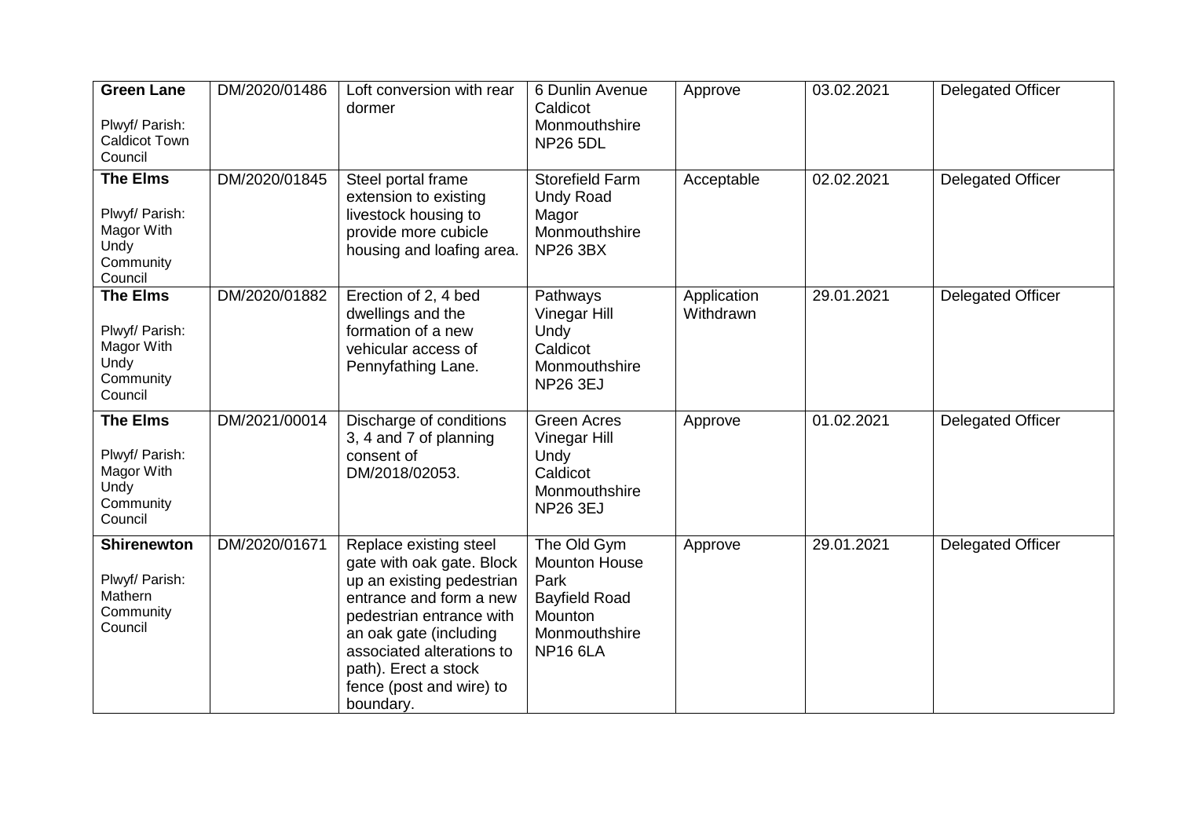| **Green Lane**<br><br>Plwyf/ Parish: Caldicot Town Council | DM/2020/01486 | Loft conversion with rear dormer | 6 Dunlin Avenue Caldicot Monmouthshire NP26 5DL | Approve | 03.02.2021 | Delegated Officer |
|---|---|---|---|---|---|---|
| **The Elms**<br><br>Plwyf/ Parish: Magor With Undy Community Council | DM/2020/01845 | Steel portal frame extension to existing livestock housing to provide more cubicle housing and loafing area. | Storefield Farm Undy Road Magor Monmouthshire NP26 3BX | Acceptable | 02.02.2021 | Delegated Officer |
| **The Elms**<br><br>Plwyf/ Parish: Magor With Undy Community Council | DM/2020/01882 | Erection of 2, 4 bed dwellings and the formation of a new vehicular access of Pennyfathing Lane. | Pathways Vinegar Hill Undy Caldicot Monmouthshire NP26 3EJ | Application Withdrawn | 29.01.2021 | Delegated Officer |
| **The Elms**<br><br>Plwyf/ Parish: Magor With Undy Community Council | DM/2021/00014 | Discharge of conditions 3, 4 and 7 of planning consent of DM/2018/02053. | Green Acres Vinegar Hill Undy Caldicot Monmouthshire NP26 3EJ | Approve | 01.02.2021 | Delegated Officer |
| **Shirenewton**<br><br>Plwyf/ Parish: Mathern Community Council | DM/2020/01671 | Replace existing steel gate with oak gate. Block up an existing pedestrian entrance and form a new pedestrian entrance with an oak gate (including associated alterations to path). Erect a stock fence (post and wire) to boundary. | The Old Gym Mounton House Park Bayfield Road Mounton Monmouthshire NP16 6LA | Approve | 29.01.2021 | Delegated Officer |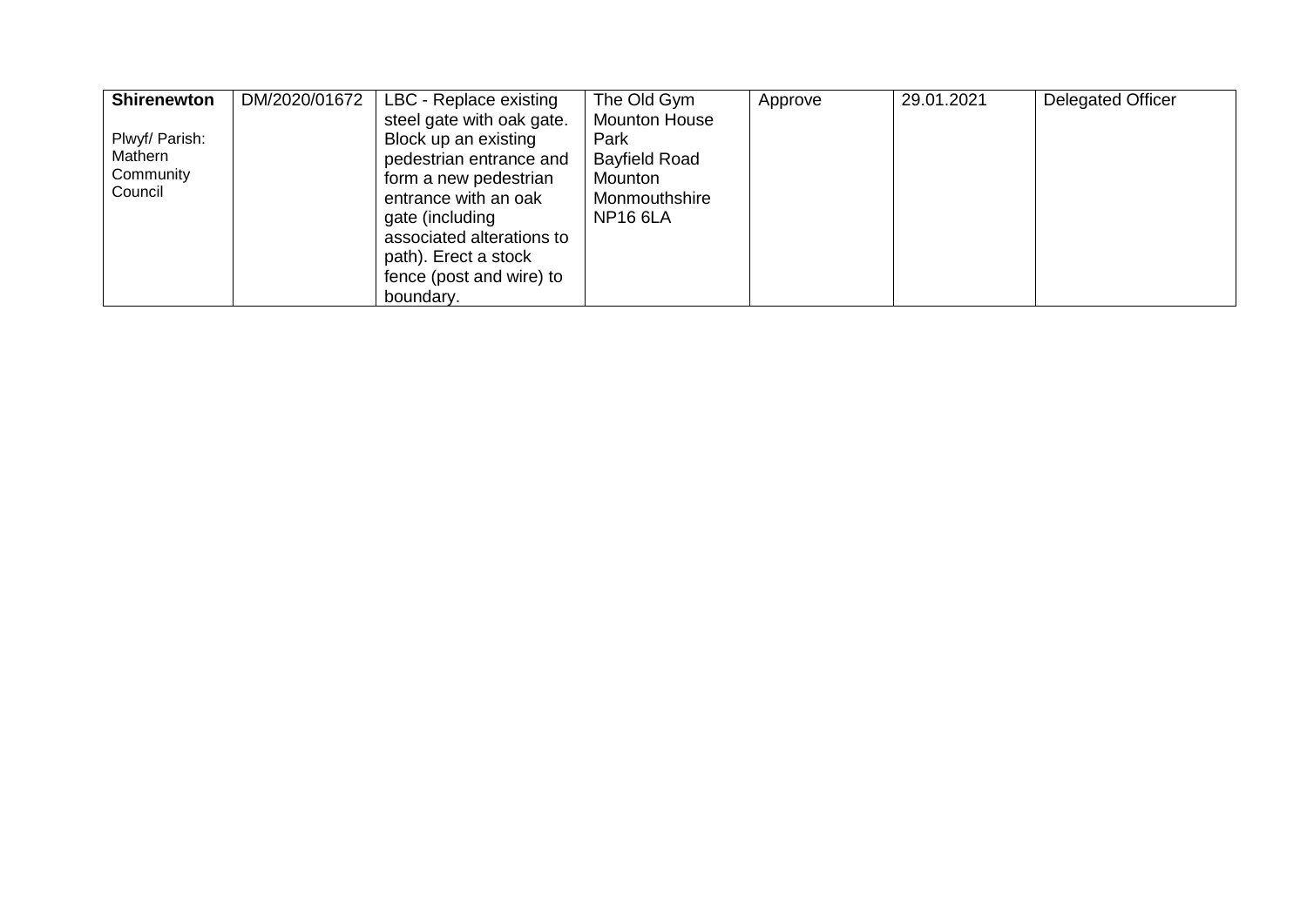| | | | | | | |
|---|---|---|---|---|---|---|
| **Shirenewton**<br><br>Plwyf/ Parish: Mathern Community Council | DM/2020/01672 | LBC - Replace existing steel gate with oak gate. Block up an existing pedestrian entrance and form a new pedestrian entrance with an oak gate (including associated alterations to path). Erect a stock fence (post and wire) to boundary. | The Old Gym Mounton House Park Bayfield Road Mounton Monmouthshire NP16 6LA | Approve | 29.01.2021 | Delegated Officer |